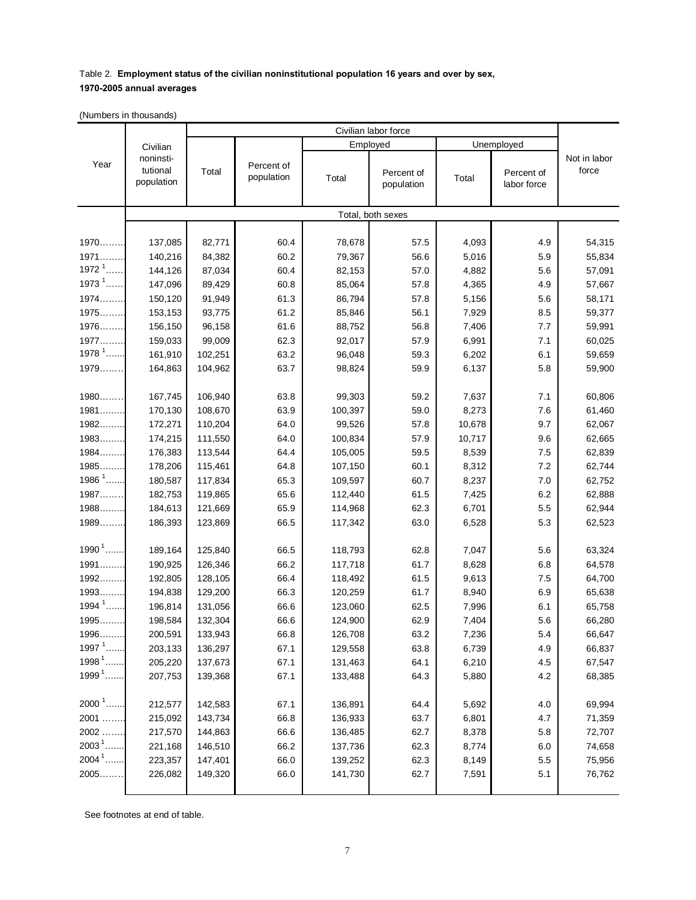Table 2. **Employment status of the civilian noninstitutional population 16 years and over by sex, 1970-2005 annual averages**

(Numbers in thousands)

| Year | Civilian noninsti-tutional population | Civilian labor force | | | | | | Not in labor force |
|---|---|---|---|---|---|---|---|---|
| | | Total | Percent of population | Employed | | Unemployed | | |
| | | | | Total | Percent of population | Total | Percent of labor force | |
| | Total, both sexes | | | | | | | |
| 1970 | 137,085 | 82,771 | 60.4 | 78,678 | 57.5 | 4,093 | 4.9 | 54,315 |
| 1971 | 140,216 | 84,382 | 60.2 | 79,367 | 56.6 | 5,016 | 5.9 | 55,834 |
| 1972 [1] | 144,126 | 87,034 | 60.4 | 82,153 | 57.0 | 4,882 | 5.6 | 57,091 |
| 1973 [1] | 147,096 | 89,429 | 60.8 | 85,064 | 57.8 | 4,365 | 4.9 | 57,667 |
| 1974 | 150,120 | 91,949 | 61.3 | 86,794 | 57.8 | 5,156 | 5.6 | 58,171 |
| 1975 | 153,153 | 93,775 | 61.2 | 85,846 | 56.1 | 7,929 | 8.5 | 59,377 |
| 1976 | 156,150 | 96,158 | 61.6 | 88,752 | 56.8 | 7,406 | 7.7 | 59,991 |
| 1977 | 159,033 | 99,009 | 62.3 | 92,017 | 57.9 | 6,991 | 7.1 | 60,025 |
| 1978 [1] | 161,910 | 102,251 | 63.2 | 96,048 | 59.3 | 6,202 | 6.1 | 59,659 |
| 1979 | 164,863 | 104,962 | 63.7 | 98,824 | 59.9 | 6,137 | 5.8 | 59,900 |
| 1980 | 167,745 | 106,940 | 63.8 | 99,303 | 59.2 | 7,637 | 7.1 | 60,806 |
| 1981 | 170,130 | 108,670 | 63.9 | 100,397 | 59.0 | 8,273 | 7.6 | 61,460 |
| 1982 | 172,271 | 110,204 | 64.0 | 99,526 | 57.8 | 10,678 | 9.7 | 62,067 |
| 1983 | 174,215 | 111,550 | 64.0 | 100,834 | 57.9 | 10,717 | 9.6 | 62,665 |
| 1984 | 176,383 | 113,544 | 64.4 | 105,005 | 59.5 | 8,539 | 7.5 | 62,839 |
| 1985 | 178,206 | 115,461 | 64.8 | 107,150 | 60.1 | 8,312 | 7.2 | 62,744 |
| 1986 [1] | 180,587 | 117,834 | 65.3 | 109,597 | 60.7 | 8,237 | 7.0 | 62,752 |
| 1987 | 182,753 | 119,865 | 65.6 | 112,440 | 61.5 | 7,425 | 6.2 | 62,888 |
| 1988 | 184,613 | 121,669 | 65.9 | 114,968 | 62.3 | 6,701 | 5.5 | 62,944 |
| 1989 | 186,393 | 123,869 | 66.5 | 117,342 | 63.0 | 6,528 | 5.3 | 62,523 |
| 1990 [1] | 189,164 | 125,840 | 66.5 | 118,793 | 62.8 | 7,047 | 5.6 | 63,324 |
| 1991 | 190,925 | 126,346 | 66.2 | 117,718 | 61.7 | 8,628 | 6.8 | 64,578 |
| 1992 | 192,805 | 128,105 | 66.4 | 118,492 | 61.5 | 9,613 | 7.5 | 64,700 |
| 1993 | 194,838 | 129,200 | 66.3 | 120,259 | 61.7 | 8,940 | 6.9 | 65,638 |
| 1994 [1] | 196,814 | 131,056 | 66.6 | 123,060 | 62.5 | 7,996 | 6.1 | 65,758 |
| 1995 | 198,584 | 132,304 | 66.6 | 124,900 | 62.9 | 7,404 | 5.6 | 66,280 |
| 1996 | 200,591 | 133,943 | 66.8 | 126,708 | 63.2 | 7,236 | 5.4 | 66,647 |
| 1997 [1] | 203,133 | 136,297 | 67.1 | 129,558 | 63.8 | 6,739 | 4.9 | 66,837 |
| 1998 [1] | 205,220 | 137,673 | 67.1 | 131,463 | 64.1 | 6,210 | 4.5 | 67,547 |
| 1999 [1] | 207,753 | 139,368 | 67.1 | 133,488 | 64.3 | 5,880 | 4.2 | 68,385 |
| 2000 [1] | 212,577 | 142,583 | 67.1 | 136,891 | 64.4 | 5,692 | 4.0 | 69,994 |
| 2001 | 215,092 | 143,734 | 66.8 | 136,933 | 63.7 | 6,801 | 4.7 | 71,359 |
| 2002 | 217,570 | 144,863 | 66.6 | 136,485 | 62.7 | 8,378 | 5.8 | 72,707 |
| 2003 [1] | 221,168 | 146,510 | 66.2 | 137,736 | 62.3 | 8,774 | 6.0 | 74,658 |
| 2004 [1] | 223,357 | 147,401 | 66.0 | 139,252 | 62.3 | 8,149 | 5.5 | 75,956 |
| 2005 | 226,082 | 149,320 | 66.0 | 141,730 | 62.7 | 7,591 | 5.1 | 76,762 |

See footnotes at end of table.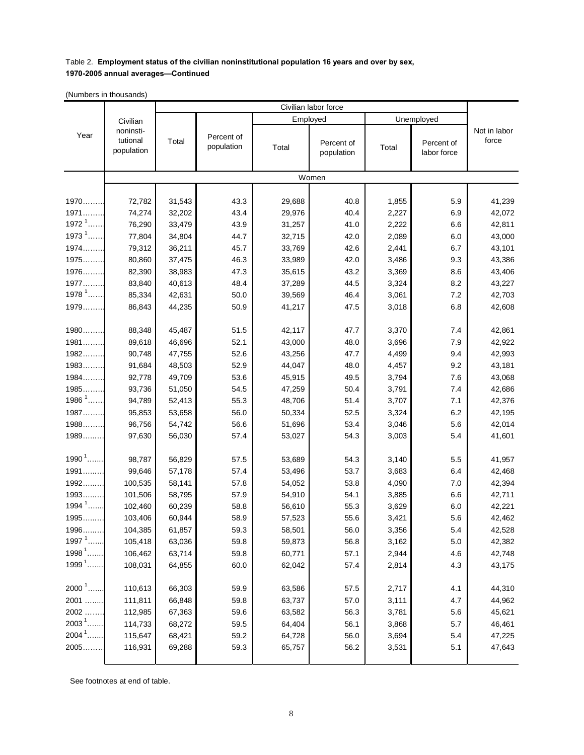Table 2. **Employment status of the civilian noninstitutional population 16 years and over by sex, 1970-2005 annual averages—Continued**

(Numbers in thousands)

| Year | Civilian noninsti-tutional population | Civilian labor force | | | | | | Not in labor force |
|---|---|---|---|---|---|---|---|---|
| | | Total | Percent of population | Employed | | Unemployed | | |
| | | | | Total | Percent of population | Total | Percent of labor force | |
| | Women | | | | | | | |
| 1970 | 72,782 | 31,543 | 43.3 | 29,688 | 40.8 | 1,855 | 5.9 | 41,239 |
| 1971 | 74,274 | 32,202 | 43.4 | 29,976 | 40.4 | 2,227 | 6.9 | 42,072 |
| 1972 [1] | 76,290 | 33,479 | 43.9 | 31,257 | 41.0 | 2,222 | 6.6 | 42,811 |
| 1973 [1] | 77,804 | 34,804 | 44.7 | 32,715 | 42.0 | 2,089 | 6.0 | 43,000 |
| 1974 | 79,312 | 36,211 | 45.7 | 33,769 | 42.6 | 2,441 | 6.7 | 43,101 |
| 1975 | 80,860 | 37,475 | 46.3 | 33,989 | 42.0 | 3,486 | 9.3 | 43,386 |
| 1976 | 82,390 | 38,983 | 47.3 | 35,615 | 43.2 | 3,369 | 8.6 | 43,406 |
| 1977 | 83,840 | 40,613 | 48.4 | 37,289 | 44.5 | 3,324 | 8.2 | 43,227 |
| 1978 [1] | 85,334 | 42,631 | 50.0 | 39,569 | 46.4 | 3,061 | 7.2 | 42,703 |
| 1979 | 86,843 | 44,235 | 50.9 | 41,217 | 47.5 | 3,018 | 6.8 | 42,608 |
| 1980 | 88,348 | 45,487 | 51.5 | 42,117 | 47.7 | 3,370 | 7.4 | 42,861 |
| 1981 | 89,618 | 46,696 | 52.1 | 43,000 | 48.0 | 3,696 | 7.9 | 42,922 |
| 1982 | 90,748 | 47,755 | 52.6 | 43,256 | 47.7 | 4,499 | 9.4 | 42,993 |
| 1983 | 91,684 | 48,503 | 52.9 | 44,047 | 48.0 | 4,457 | 9.2 | 43,181 |
| 1984 | 92,778 | 49,709 | 53.6 | 45,915 | 49.5 | 3,794 | 7.6 | 43,068 |
| 1985 | 93,736 | 51,050 | 54.5 | 47,259 | 50.4 | 3,791 | 7.4 | 42,686 |
| 1986 [1] | 94,789 | 52,413 | 55.3 | 48,706 | 51.4 | 3,707 | 7.1 | 42,376 |
| 1987 | 95,853 | 53,658 | 56.0 | 50,334 | 52.5 | 3,324 | 6.2 | 42,195 |
| 1988 | 96,756 | 54,742 | 56.6 | 51,696 | 53.4 | 3,046 | 5.6 | 42,014 |
| 1989 | 97,630 | 56,030 | 57.4 | 53,027 | 54.3 | 3,003 | 5.4 | 41,601 |
| 1990 [1] | 98,787 | 56,829 | 57.5 | 53,689 | 54.3 | 3,140 | 5.5 | 41,957 |
| 1991 | 99,646 | 57,178 | 57.4 | 53,496 | 53.7 | 3,683 | 6.4 | 42,468 |
| 1992 | 100,535 | 58,141 | 57.8 | 54,052 | 53.8 | 4,090 | 7.0 | 42,394 |
| 1993 | 101,506 | 58,795 | 57.9 | 54,910 | 54.1 | 3,885 | 6.6 | 42,711 |
| 1994 [1] | 102,460 | 60,239 | 58.8 | 56,610 | 55.3 | 3,629 | 6.0 | 42,221 |
| 1995 | 103,406 | 60,944 | 58.9 | 57,523 | 55.6 | 3,421 | 5.6 | 42,462 |
| 1996 | 104,385 | 61,857 | 59.3 | 58,501 | 56.0 | 3,356 | 5.4 | 42,528 |
| 1997 [1] | 105,418 | 63,036 | 59.8 | 59,873 | 56.8 | 3,162 | 5.0 | 42,382 |
| 1998 [1] | 106,462 | 63,714 | 59.8 | 60,771 | 57.1 | 2,944 | 4.6 | 42,748 |
| 1999 [1] | 108,031 | 64,855 | 60.0 | 62,042 | 57.4 | 2,814 | 4.3 | 43,175 |
| 2000 [1] | 110,613 | 66,303 | 59.9 | 63,586 | 57.5 | 2,717 | 4.1 | 44,310 |
| 2001 | 111,811 | 66,848 | 59.8 | 63,737 | 57.0 | 3,111 | 4.7 | 44,962 |
| 2002 | 112,985 | 67,363 | 59.6 | 63,582 | 56.3 | 3,781 | 5.6 | 45,621 |
| 2003 [1] | 114,733 | 68,272 | 59.5 | 64,404 | 56.1 | 3,868 | 5.7 | 46,461 |
| 2004 [1] | 115,647 | 68,421 | 59.2 | 64,728 | 56.0 | 3,694 | 5.4 | 47,225 |
| 2005 | 116,931 | 69,288 | 59.3 | 65,757 | 56.2 | 3,531 | 5.1 | 47,643 |

See footnotes at end of table.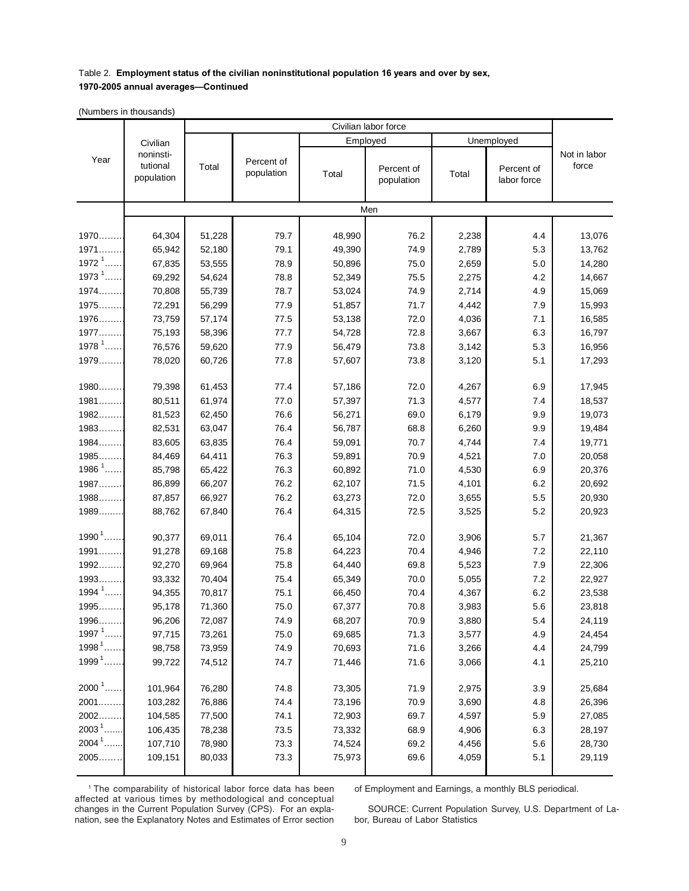Table 2. **Employment status of the civilian noninstitutional population 16 years and over by sex, 1970-2005 annual averages—Continued**

(Numbers in thousands)

| Year | Civilian noninsti-tutional population | Civilian labor force | | | | | | Not in labor force |
|---|---|---|---|---|---|---|---|---|
| | | Total | Percent of population | Employed | | Unemployed | | |
| | | | | Total | Percent of population | Total | Percent of labor force | |
| | Men | | | | | | | |
| 1970 | 64,304 | 51,228 | 79.7 | 48,990 | 76.2 | 2,238 | 4.4 | 13,076 |
| 1971 | 65,942 | 52,180 | 79.1 | 49,390 | 74.9 | 2,789 | 5.3 | 13,762 |
| 1972 [1] | 67,835 | 53,555 | 78.9 | 50,896 | 75.0 | 2,659 | 5.0 | 14,280 |
| 1973 [1] | 69,292 | 54,624 | 78.8 | 52,349 | 75.5 | 2,275 | 4.2 | 14,667 |
| 1974 | 70,808 | 55,739 | 78.7 | 53,024 | 74.9 | 2,714 | 4.9 | 15,069 |
| 1975 | 72,291 | 56,299 | 77.9 | 51,857 | 71.7 | 4,442 | 7.9 | 15,993 |
| 1976 | 73,759 | 57,174 | 77.5 | 53,138 | 72.0 | 4,036 | 7.1 | 16,585 |
| 1977 | 75,193 | 58,396 | 77.7 | 54,728 | 72.8 | 3,667 | 6.3 | 16,797 |
| 1978 [1] | 76,576 | 59,620 | 77.9 | 56,479 | 73.8 | 3,142 | 5.3 | 16,956 |
| 1979 | 78,020 | 60,726 | 77.8 | 57,607 | 73.8 | 3,120 | 5.1 | 17,293 |
| 1980 | 79,398 | 61,453 | 77.4 | 57,186 | 72.0 | 4,267 | 6.9 | 17,945 |
| 1981 | 80,511 | 61,974 | 77.0 | 57,397 | 71.3 | 4,577 | 7.4 | 18,537 |
| 1982 | 81,523 | 62,450 | 76.6 | 56,271 | 69.0 | 6,179 | 9.9 | 19,073 |
| 1983 | 82,531 | 63,047 | 76.4 | 56,787 | 68.8 | 6,260 | 9.9 | 19,484 |
| 1984 | 83,605 | 63,835 | 76.4 | 59,091 | 70.7 | 4,744 | 7.4 | 19,771 |
| 1985 | 84,469 | 64,411 | 76.3 | 59,891 | 70.9 | 4,521 | 7.0 | 20,058 |
| 1986 [1] | 85,798 | 65,422 | 76.3 | 60,892 | 71.0 | 4,530 | 6.9 | 20,376 |
| 1987 | 86,899 | 66,207 | 76.2 | 62,107 | 71.5 | 4,101 | 6.2 | 20,692 |
| 1988 | 87,857 | 66,927 | 76.2 | 63,273 | 72.0 | 3,655 | 5.5 | 20,930 |
| 1989 | 88,762 | 67,840 | 76.4 | 64,315 | 72.5 | 3,525 | 5.2 | 20,923 |
| 1990 [1] | 90,377 | 69,011 | 76.4 | 65,104 | 72.0 | 3,906 | 5.7 | 21,367 |
| 1991 | 91,278 | 69,168 | 75.8 | 64,223 | 70.4 | 4,946 | 7.2 | 22,110 |
| 1992 | 92,270 | 69,964 | 75.8 | 64,440 | 69.8 | 5,523 | 7.9 | 22,306 |
| 1993 | 93,332 | 70,404 | 75.4 | 65,349 | 70.0 | 5,055 | 7.2 | 22,927 |
| 1994 [1] | 94,355 | 70,817 | 75.1 | 66,450 | 70.4 | 4,367 | 6.2 | 23,538 |
| 1995 | 95,178 | 71,360 | 75.0 | 67,377 | 70.8 | 3,983 | 5.6 | 23,818 |
| 1996 | 96,206 | 72,087 | 74.9 | 68,207 | 70.9 | 3,880 | 5.4 | 24,119 |
| 1997 [1] | 97,715 | 73,261 | 75.0 | 69,685 | 71.3 | 3,577 | 4.9 | 24,454 |
| 1998 [1] | 98,758 | 73,959 | 74.9 | 70,693 | 71.6 | 3,266 | 4.4 | 24,799 |
| 1999 [1] | 99,722 | 74,512 | 74.7 | 71,446 | 71.6 | 3,066 | 4.1 | 25,210 |
| 2000 [1] | 101,964 | 76,280 | 74.8 | 73,305 | 71.9 | 2,975 | 3.9 | 25,684 |
| 2001 | 103,282 | 76,886 | 74.4 | 73,196 | 70.9 | 3,690 | 4.8 | 26,396 |
| 2002 | 104,585 | 77,500 | 74.1 | 72,903 | 69.7 | 4,597 | 5.9 | 27,085 |
| 2003 [1] | 106,435 | 78,238 | 73.5 | 73,332 | 68.9 | 4,906 | 6.3 | 28,197 |
| 2004 [1] | 107,710 | 78,980 | 73.3 | 74,524 | 69.2 | 4,456 | 5.6 | 28,730 |
| 2005 | 109,151 | 80,033 | 73.3 | 75,973 | 69.6 | 4,059 | 5.1 | 29,119 |

[1] The comparability of historical labor force data has been affected at various times by methodological and conceptual changes in the Current Population Survey (CPS). For an explanation, see the Explanatory Notes and Estimates of Error section of Employment and Earnings, a monthly BLS periodical.

SOURCE: Current Population Survey, U.S. Department of Labor, Bureau of Labor Statistics